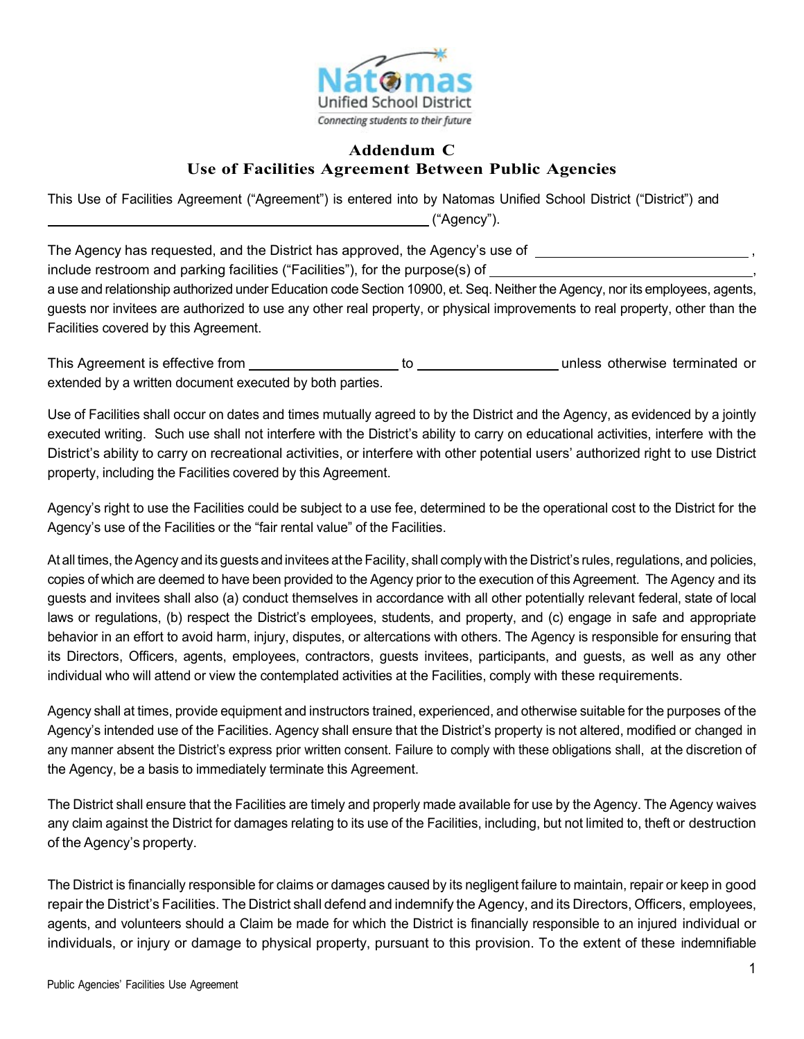Natomas Unified School District

*Connecting students to their future*

## Addendum C
## Use of Facilities Agreement Between Public Agencies

This Use of Facilities Agreement ("Agreement") is entered into by Natomas Unified School District ("District") and \_\_\_\_\_\_\_\_\_\_\_\_\_\_\_\_\_\_\_\_\_\_\_\_\_\_\_\_\_\_\_\_\_\_\_\_\_\_\_\_\_\_\_\_ ("Agency").

The Agency has requested, and the District has approved, the Agency's use of \_\_\_\_\_\_\_\_\_\_\_\_\_\_\_\_\_\_\_\_\_\_\_\_\_\_, include restroom and parking facilities ("Facilities"), for the purpose(s) of \_\_\_\_\_\_\_\_\_\_\_\_\_\_\_\_\_\_\_\_\_\_\_\_\_\_\_\_\_\_, a use and relationship authorized under Education code Section 10900, et. Seq. Neither the Agency, nor its employees, agents, guests nor invitees are authorized to use any other real property, or physical improvements to real property, other than the Facilities covered by this Agreement.

This Agreement is effective from \_\_\_\_\_\_\_\_\_\_\_\_\_\_\_\_\_\_ to \_\_\_\_\_\_\_\_\_\_\_\_\_\_\_\_\_ unless otherwise terminated or extended by a written document executed by both parties.

Use of Facilities shall occur on dates and times mutually agreed to by the District and the Agency, as evidenced by a jointly executed writing. Such use shall not interfere with the District's ability to carry on educational activities, interfere with the District's ability to carry on recreational activities, or interfere with other potential users' authorized right to use District property, including the Facilities covered by this Agreement.

Agency's right to use the Facilities could be subject to a use fee, determined to be the operational cost to the District for the Agency's use of the Facilities or the "fair rental value" of the Facilities.

At all times, the Agency and its guests and invitees at the Facility, shall comply with the District's rules, regulations, and policies, copies of which are deemed to have been provided to the Agency prior to the execution of this Agreement. The Agency and its guests and invitees shall also (a) conduct themselves in accordance with all other potentially relevant federal, state of local laws or regulations, (b) respect the District's employees, students, and property, and (c) engage in safe and appropriate behavior in an effort to avoid harm, injury, disputes, or altercations with others. The Agency is responsible for ensuring that its Directors, Officers, agents, employees, contractors, guests invitees, participants, and guests, as well as any other individual who will attend or view the contemplated activities at the Facilities, comply with these requirements.

Agency shall at times, provide equipment and instructors trained, experienced, and otherwise suitable for the purposes of the Agency's intended use of the Facilities. Agency shall ensure that the District's property is not altered, modified or changed in any manner absent the District's express prior written consent. Failure to comply with these obligations shall, at the discretion of the Agency, be a basis to immediately terminate this Agreement.

The District shall ensure that the Facilities are timely and properly made available for use by the Agency. The Agency waives any claim against the District for damages relating to its use of the Facilities, including, but not limited to, theft or destruction of the Agency's property.

The District is financially responsible for claims or damages caused by its negligent failure to maintain, repair or keep in good repair the District's Facilities. The District shall defend and indemnify the Agency, and its Directors, Officers, employees, agents, and volunteers should a Claim be made for which the District is financially responsible to an injured individual or individuals, or injury or damage to physical property, pursuant to this provision. To the extent of these indemnifiable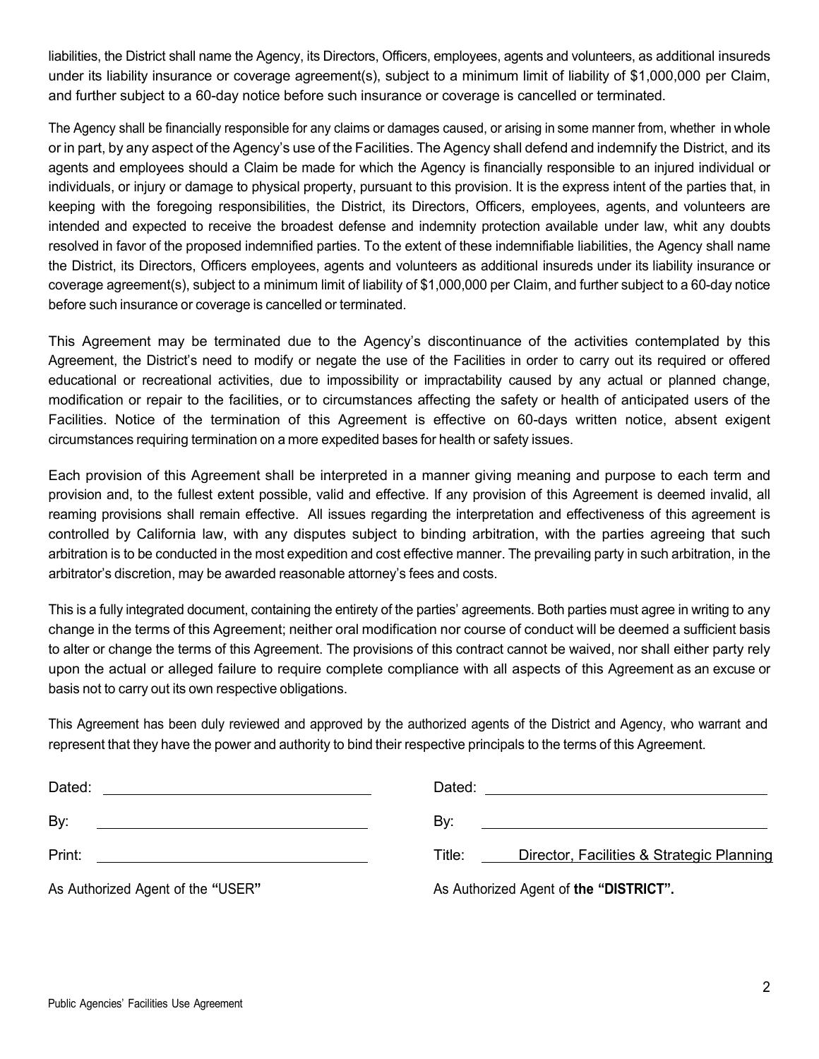liabilities, the District shall name the Agency, its Directors, Officers, employees, agents and volunteers, as additional insureds under its liability insurance or coverage agreement(s), subject to a minimum limit of liability of $1,000,000 per Claim, and further subject to a 60-day notice before such insurance or coverage is cancelled or terminated.

The Agency shall be financially responsible for any claims or damages caused, or arising in some manner from, whether in whole or in part, by any aspect of the Agency's use of the Facilities. The Agency shall defend and indemnify the District, and its agents and employees should a Claim be made for which the Agency is financially responsible to an injured individual or individuals, or injury or damage to physical property, pursuant to this provision. It is the express intent of the parties that, in keeping with the foregoing responsibilities, the District, its Directors, Officers, employees, agents, and volunteers are intended and expected to receive the broadest defense and indemnity protection available under law, whit any doubts resolved in favor of the proposed indemnified parties. To the extent of these indemnifiable liabilities, the Agency shall name the District, its Directors, Officers employees, agents and volunteers as additional insureds under its liability insurance or coverage agreement(s), subject to a minimum limit of liability of $1,000,000 per Claim, and further subject to a 60-day notice before such insurance or coverage is cancelled or terminated.

This Agreement may be terminated due to the Agency's discontinuance of the activities contemplated by this Agreement, the District's need to modify or negate the use of the Facilities in order to carry out its required or offered educational or recreational activities, due to impossibility or impractability caused by any actual or planned change, modification or repair to the facilities, or to circumstances affecting the safety or health of anticipated users of the Facilities. Notice of the termination of this Agreement is effective on 60-days written notice, absent exigent circumstances requiring termination on a more expedited bases for health or safety issues.

Each provision of this Agreement shall be interpreted in a manner giving meaning and purpose to each term and provision and, to the fullest extent possible, valid and effective. If any provision of this Agreement is deemed invalid, all reaming provisions shall remain effective. All issues regarding the interpretation and effectiveness of this agreement is controlled by California law, with any disputes subject to binding arbitration, with the parties agreeing that such arbitration is to be conducted in the most expedition and cost effective manner. The prevailing party in such arbitration, in the arbitrator's discretion, may be awarded reasonable attorney's fees and costs.

This is a fully integrated document, containing the entirety of the parties' agreements. Both parties must agree in writing to any change in the terms of this Agreement; neither oral modification nor course of conduct will be deemed a sufficient basis to alter or change the terms of this Agreement. The provisions of this contract cannot be waived, nor shall either party rely upon the actual or alleged failure to require complete compliance with all aspects of this Agreement as an excuse or basis not to carry out its own respective obligations.

This Agreement has been duly reviewed and approved by the authorized agents of the District and Agency, who warrant and represent that they have the power and authority to bind their respective principals to the terms of this Agreement.

Dated: ______________________________

By: ______________________________

Print: ______________________________

As Authorized Agent of the **"**USER**"**

Dated: ______________________________

By: ______________________________

Title: Director, Facilities & Strategic Planning

As Authorized Agent of **the "DISTRICT".**

Public Agencies' Facilities Use Agreement